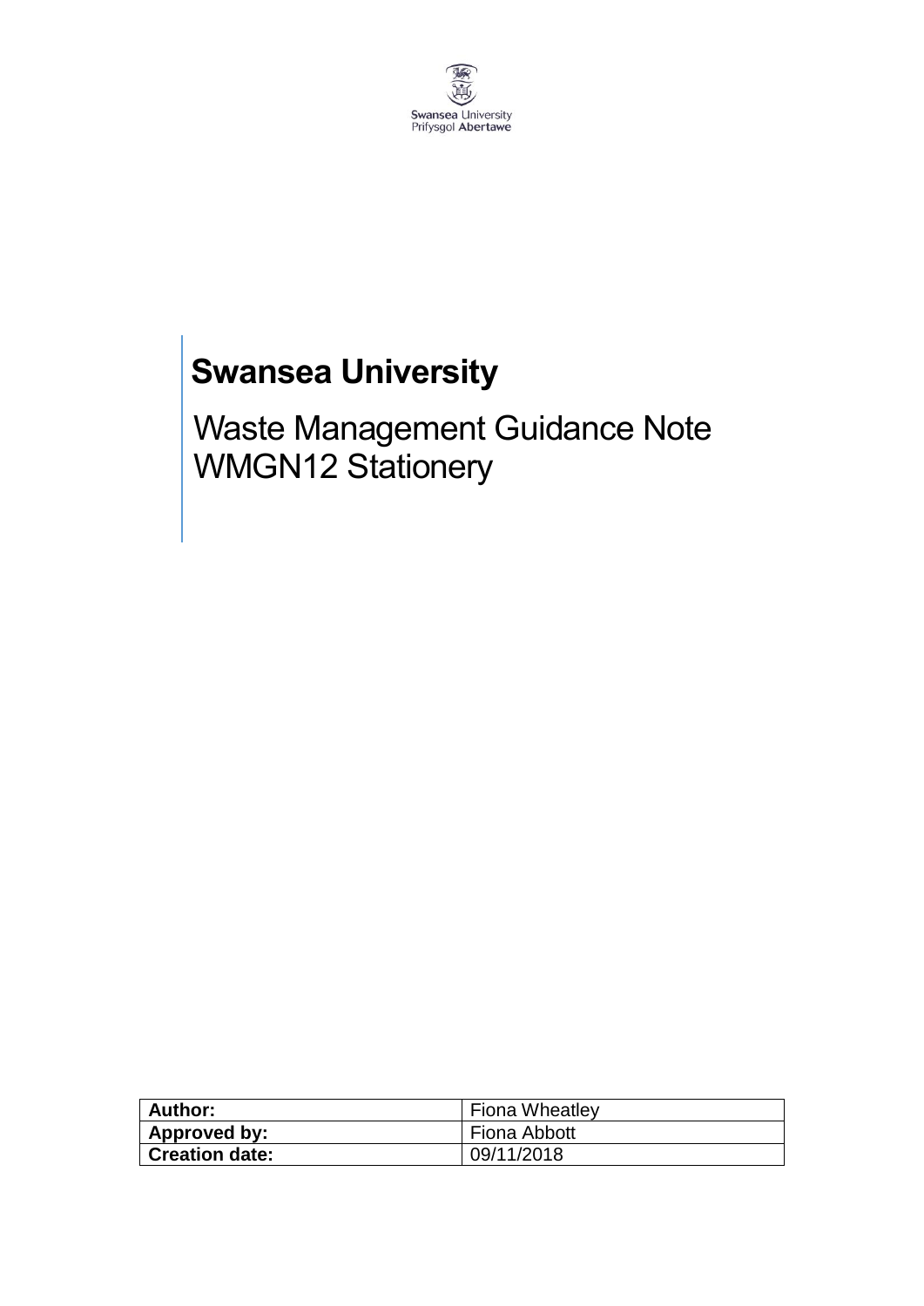Swansea University
Prifysgol Abertawe

# Swansea University

## Waste Management Guidance Note WMGN12 Stationery

| **Author:** | Fiona Wheatley |
|---|---|
| **Approved by:** | Fiona Abbott |
| **Creation date:** | 09/11/2018 |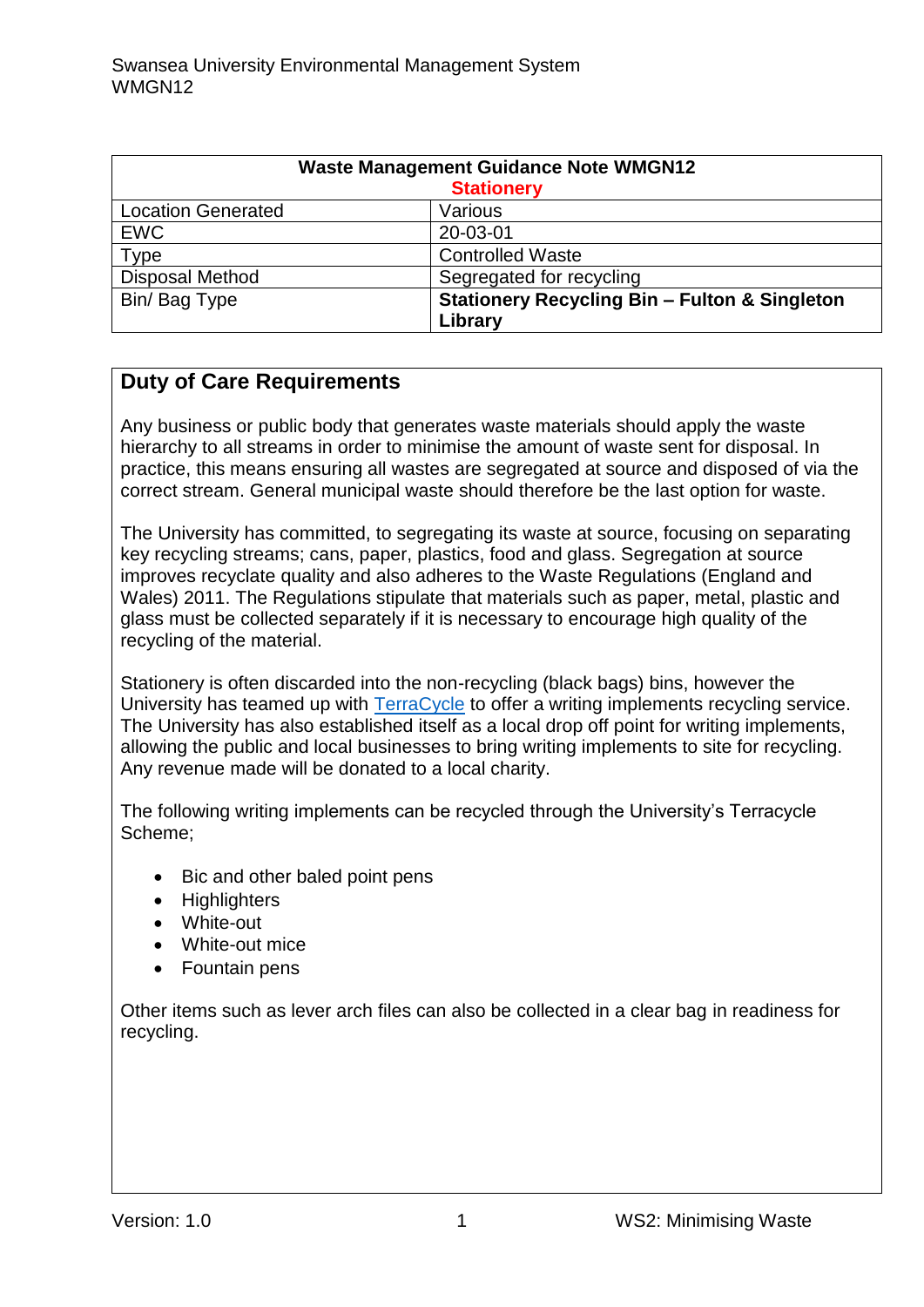| Waste Management Guidance Note WMGN12<br>**Stationery** | |
|---|---|
| Location Generated | Various |
| EWC | 20-03-01 |
| Type | Controlled Waste |
| Disposal Method | Segregated for recycling |
| Bin/ Bag Type | **Stationery Recycling Bin – Fulton & Singleton Library** |

## Duty of Care Requirements

Any business or public body that generates waste materials should apply the waste hierarchy to all streams in order to minimise the amount of waste sent for disposal. In practice, this means ensuring all wastes are segregated at source and disposed of via the correct stream. General municipal waste should therefore be the last option for waste.

The University has committed, to segregating its waste at source, focusing on separating key recycling streams; cans, paper, plastics, food and glass. Segregation at source improves recyclate quality and also adheres to the Waste Regulations (England and Wales) 2011. The Regulations stipulate that materials such as paper, metal, plastic and glass must be collected separately if it is necessary to encourage high quality of the recycling of the material.

Stationery is often discarded into the non-recycling (black bags) bins, however the University has teamed up with TerraCycle to offer a writing implements recycling service. The University has also established itself as a local drop off point for writing implements, allowing the public and local businesses to bring writing implements to site for recycling. Any revenue made will be donated to a local charity.

The following writing implements can be recycled through the University's Terracycle Scheme;

- Bic and other baled point pens
- Highlighters
- White-out
- White-out mice
- Fountain pens

Other items such as lever arch files can also be collected in a clear bag in readiness for recycling.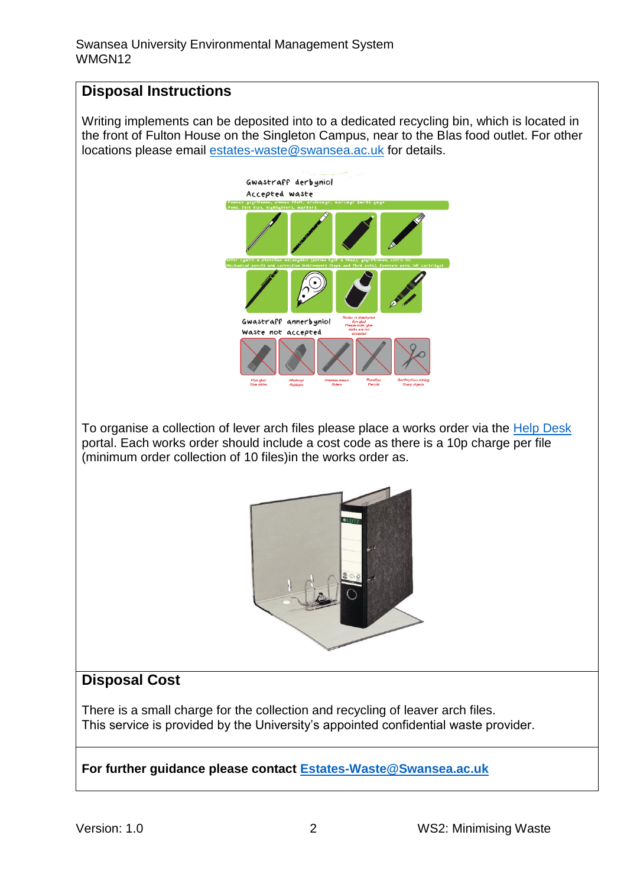## Disposal Instructions

Writing implements can be deposited into to a dedicated recycling bin, which is located in the front of Fulton House on the Singleton Campus, near to the Blas food outlet. For other locations please email estates-waste@swansea.ac.uk for details.

To organise a collection of lever arch files please place a works order via the Help Desk portal. Each works order should include a cost code as there is a 10p charge per file (minimum order collection of 10 files)in the works order as.

## Disposal Cost

There is a small charge for the collection and recycling of leaver arch files.
This service is provided by the University's appointed confidential waste provider.

**For further guidance please contact Estates-Waste@Swansea.ac.uk**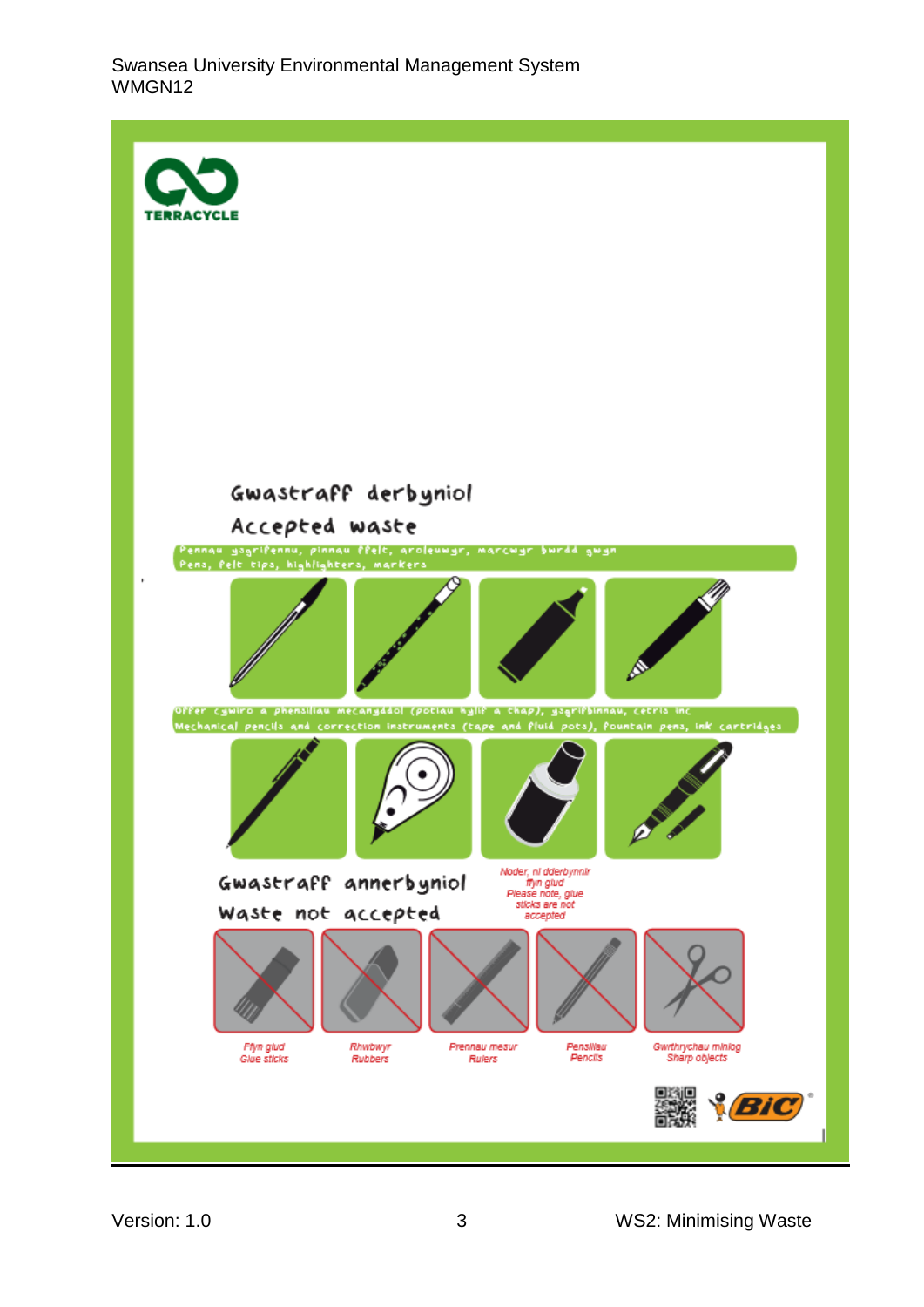TERRACYCLE

## Gwastraff derbyniol

## Accepted waste

Pennau ysgrifennu, pinnau ffelt, aroleuwyr, marcwyr bwrdd gwyn

Pens, felt tips, highlighters, markers

Offer cywiro a phensiliau mecanyddol (potiau hylif a thap), ysgrifbinnau, cetris inc

Mechanical pencils and correction instruments (tape and fluid pots), fountain pens, ink cartridges

## Gwastraff annerbyniol

## Waste not accepted

Noder, ni dderbynnir ffyn glud

Please note, glue sticks are not accepted

Ffyn glud
Glue sticks

Rhwbwyr
Rubbers

Prennau mesur
Rulers

Pensiliau
Pencils

Gwrthrychau miniog
Sharp objects

BIC